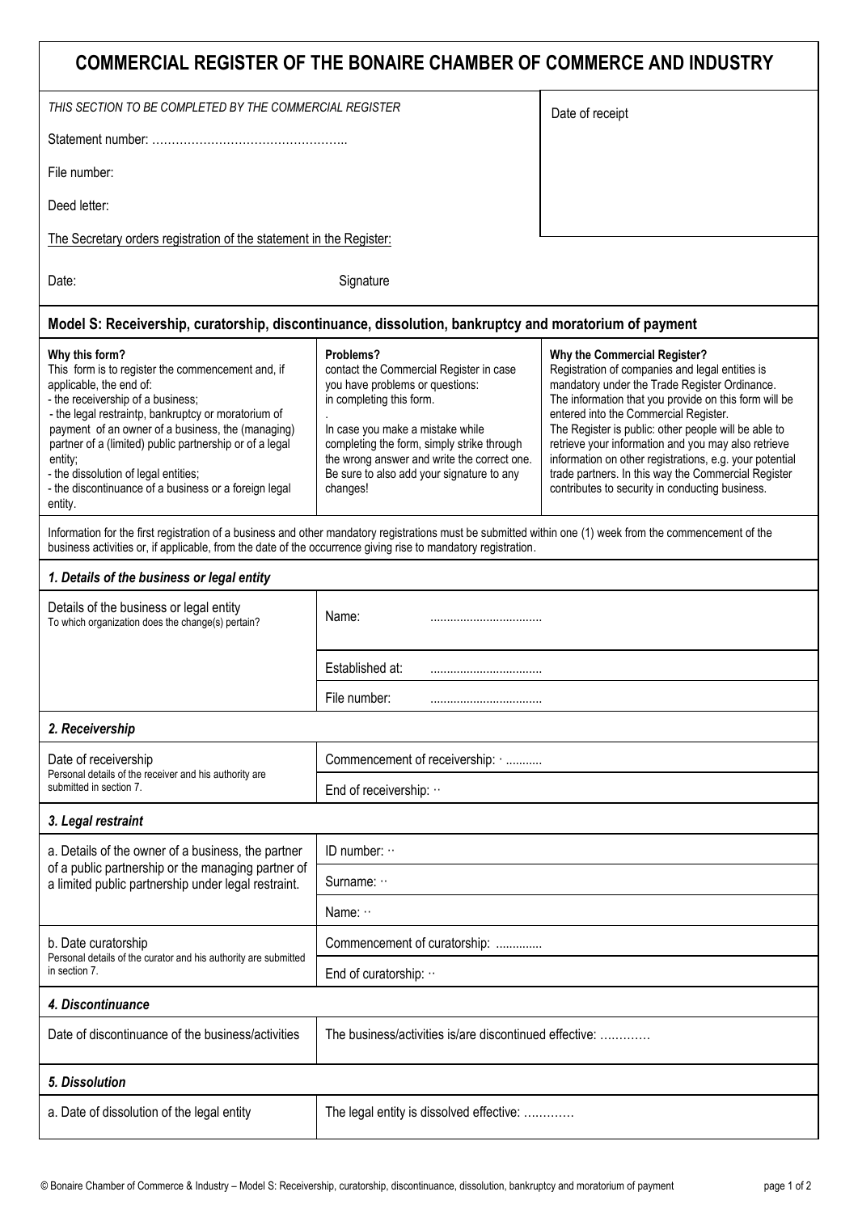# COMMERCIAL REGISTER OF THE BONAIRE CHAMBER OF COMMERCE AND INDUSTRY

| *THIS SECTION TO BE COMPLETED BY THE COMMERCIAL REGISTER* | Date of receipt |
|---|---|
| Statement number: ………………………………………….. | |
| File number: | |
| Deed letter: | |

The Secretary orders registration of the statement in the Register:

Date: Signature

## Model S: Receivership, curatorship, discontinuance, dissolution, bankruptcy and moratorium of payment

**Why this form?**
This form is to register the commencement and, if applicable, the end of:
- the receivership of a business;
- the legal restraintp, bankruptcy or moratorium of payment of an owner of a business, the (managing) partner of a (limited) public partnership or of a legal entity;
- the dissolution of legal entities;
- the discontinuance of a business or a foreign legal entity.

**Problems?**
contact the Commercial Register in case you have problems or questions: in completing this form.

In case you make a mistake while completing the form, simply strike through the wrong answer and write the correct one. Be sure to also add your signature to any changes!

**Why the Commercial Register?**
Registration of companies and legal entities is mandatory under the Trade Register Ordinance. The information that you provide on this form will be entered into the Commercial Register. The Register is public: other people will be able to retrieve your information and you may also retrieve information on other registrations, e.g. your potential trade partners. In this way the Commercial Register contributes to security in conducting business.

Information for the first registration of a business and other mandatory registrations must be submitted within one (1) week from the commencement of the business activities or, if applicable, from the date of the occurrence giving rise to mandatory registration.

### *1. Details of the business or legal entity*

| | |
|---|---|
| Details of the business or legal entity<br>To which organization does the change(s) pertain? | Name: ................................. |
| | Established at: ................................. |
| | File number: ................................. |

### *2. Receivership*

| | |
|---|---|
| Date of receivership<br>Personal details of the receiver and his authority are submitted in section 7. | Commencement of receivership: · .......... |
| | End of receivership: ·· |

### *3. Legal restraint*

| | |
|---|---|
| a. Details of the owner of a business, the partner of a public partnership or the managing partner of a limited public partnership under legal restraint. | ID number: ·· |
| | Surname: ·· |
| | Name: ·· |
| b. Date curatorship<br>Personal details of the curator and his authority are submitted in section 7. | Commencement of curatorship: ............. |
| | End of curatorship: ·· |

### *4. Discontinuance*

| | |
|---|---|
| Date of discontinuance of the business/activities | The business/activities is/are discontinued effective: …………. |

### *5. Dissolution*

| | |
|---|---|
| a. Date of dissolution of the legal entity | The legal entity is dissolved effective: …………. |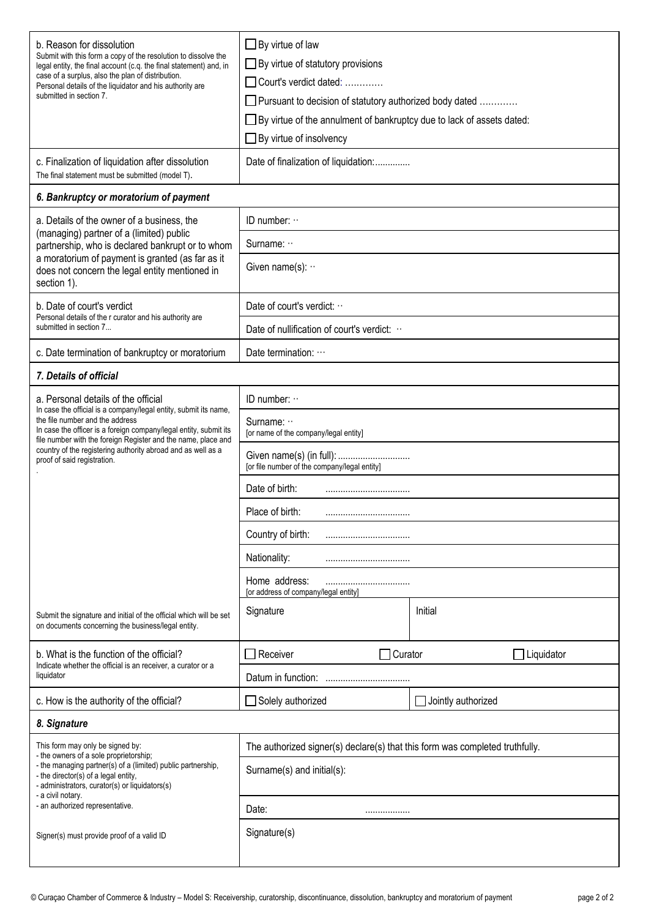| | | |
|---|---|---|
| b. Reason for dissolution<br>Submit with this form a copy of the resolution to dissolve the legal entity, the final account (c.q. the final statement) and, in case of a surplus, also the plan of distribution.<br>Personal details of the liquidator and his authority are submitted in section 7. | ☐ By virtue of law<br>☐ By virtue of statutory provisions<br>☐ Court's verdict dated: ………….<br>☐ Pursuant to decision of statutory authorized body dated ………….<br>☐ By virtue of the annulment of bankruptcy due to lack of assets dated:<br>☐ By virtue of insolvency | |
| c. Finalization of liquidation after dissolution<br>The final statement must be submitted (model T). | Date of finalization of liquidation:.............. | |

***6. Bankruptcy or moratorium of payment***

| | | |
|---|---|---|
| a. Details of the owner of a business, the (managing) partner of a (limited) public partnership, who is declared bankrupt or to whom a moratorium of payment is granted (as far as it does not concern the legal entity mentioned in section 1). | ID number: ·· | |
| | Surname: ·· | |
| | Given name(s): ·· | |
| b. Date of court's verdict<br>Personal details of the r curator and his authority are submitted in section 7... | Date of court's verdict: ·· | |
| | Date of nullification of court's verdict: ·· | |
| c. Date termination of bankruptcy or moratorium | Date termination: ··· | |

***7. Details of official***

| | | |
|---|---|---|
| a. Personal details of the official<br>In case the official is a company/legal entity, submit its name, the file number and the address<br>In case the officer is a foreign company/legal entity, submit its file number with the foreign Register and the name, place and country of the registering authority abroad and as well as a proof of said registration. | ID number: ·· | |
| | Surname: ··<br>[or name of the company/legal entity] | |
| | Given name(s) (in full): .............................<br>[or file number of the company/legal entity] | |
| | Date of birth: .................................. | |
| | Place of birth: .................................. | |
| | Country of birth: .................................. | |
| | Nationality: .................................. | |
| | Home address: ..................................<br>[or address of company/legal entity] | |
| Submit the signature and initial of the official which will be set on documents concerning the business/legal entity. | Signature | Initial |
| b. What is the function of the official?<br>Indicate whether the official is an receiver, a curator or a liquidator | ☐ Receiver ☐ Curator ☐ Liquidator | |
| | Datum in function: .................................. | |
| c. How is the authority of the official? | ☐ Solely authorized | ☐ Jointly authorized |

***8. Signature***

| | |
|---|---|
| This form may only be signed by:<br>- the owners of a sole proprietorship;<br>- the managing partner(s) of a (limited) public partnership,<br>- the director(s) of a legal entity,<br>- administrators, curator(s) or liquidators(s)<br>- a civil notary.<br>- an authorized representative. | The authorized signer(s) declare(s) that this form was completed truthfully. |
| | Surname(s) and initial(s): |
| | Date: .................. |
| Signer(s) must provide proof of a valid ID | Signature(s) |

© Curaçao Chamber of Commerce & Industry – Model S: Receivership, curatorship, discontinuance, dissolution, bankruptcy and moratorium of payment